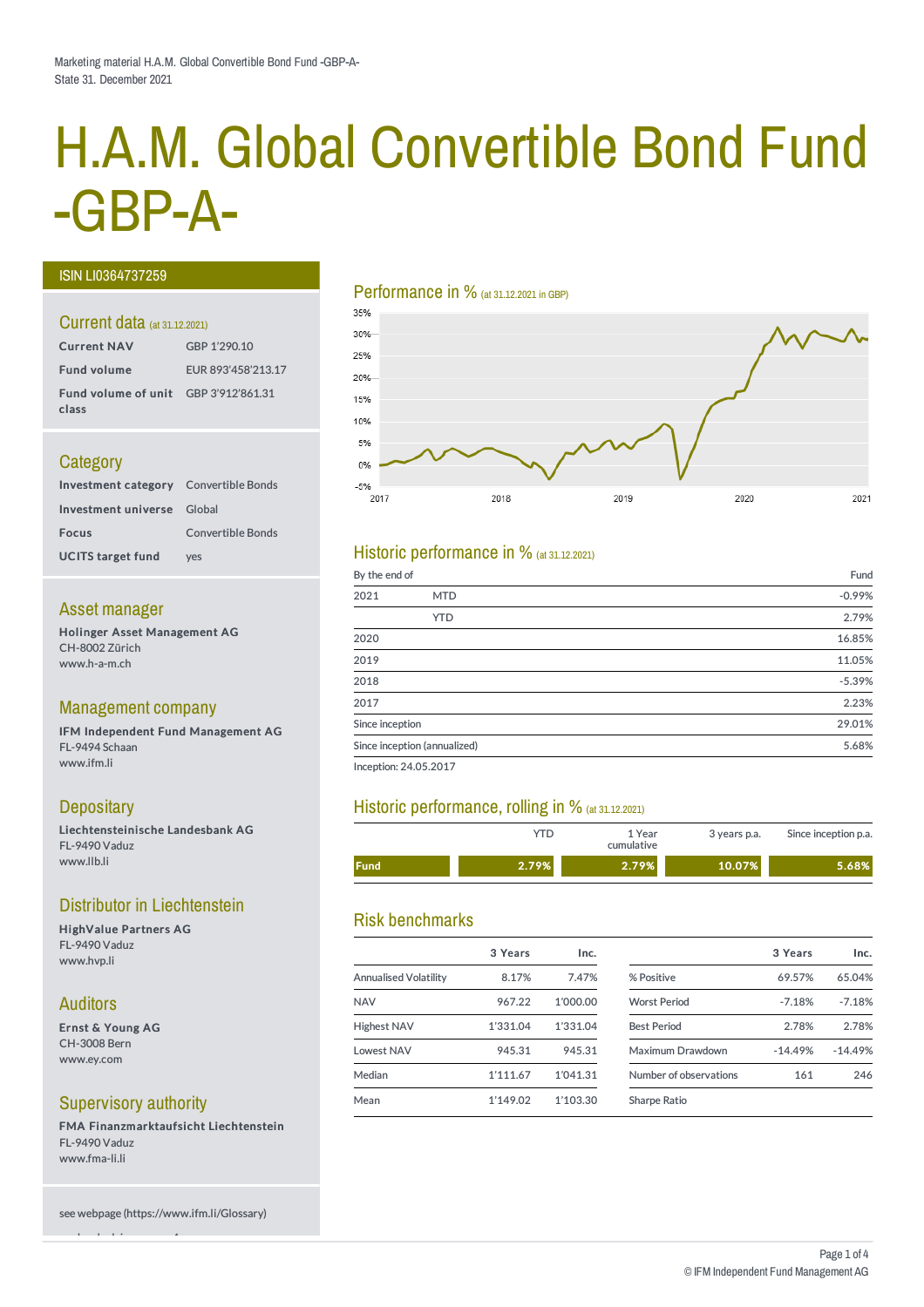Marketing material H.A.M. Global Convertible Bond Fund -GBP-A-
State 31. December 2021

# H.A.M. Global Convertible Bond Fund -GBP-A-

ISIN LI0364737259

## Current data (at 31.12.2021)

| | |
|---|---|
| **Current NAV** | GBP 1'290.10 |
| **Fund volume** | EUR 893'458'213.17 |
| **Fund volume of unit class** | GBP 3'912'861.31 |

## Category

| | |
|---|---|
| **Investment category** | Convertible Bonds |
| **Investment universe** | Global |
| **Focus** | Convertible Bonds |
| **UCITS target fund** | yes |

## Asset manager

**Holinger Asset Management AG**
CH-8002 Zürich
www.h-a-m.ch

## Management company

**IFM Independent Fund Management AG**
FL-9494 Schaan
www.ifm.li

## Depositary

**Liechtensteinische Landesbank AG**
FL-9490 Vaduz
www.llb.li

## Distributor in Liechtenstein

**HighValue Partners AG**
FL-9490 Vaduz
www.hvp.li

## Auditors

**Ernst & Young AG**
CH-3008 Bern
www.ey.com

## Supervisory authority

**FMA Finanzmarktaufsicht Liechtenstein**
FL-9490 Vaduz
www.fma-li.li

see webpage (https://www.ifm.li/Glossary)

## Performance in % (at 31.12.2021 in GBP)

## Historic performance in % (at 31.12.2021)

| By the end of | | Fund |
|---|---|---|
| 2021 | MTD | -0.99% |
| | YTD | 2.79% |
| 2020 | | 16.85% |
| 2019 | | 11.05% |
| 2018 | | -5.39% |
| 2017 | | 2.23% |
| Since inception | | 29.01% |
| Since inception (annualized) | | 5.68% |

Inception: 24.05.2017

## Historic performance, rolling in % (at 31.12.2021)

| | YTD | 1 Year cumulative | 3 years p.a. | Since inception p.a. |
|---|---|---|---|---|
| **Fund** | **2.79%** | **2.79%** | **10.07%** | **5.68%** |

## Risk benchmarks

| | 3 Years | Inc. |
|---|---|---|
| Annualised Volatility | 8.17% | 7.47% |
| NAV | 967.22 | 1'000.00 |
| Highest NAV | 1'331.04 | 1'331.04 |
| Lowest NAV | 945.31 | 945.31 |
| Median | 1'111.67 | 1'041.31 |
| Mean | 1'149.02 | 1'103.30 |

| | 3 Years | Inc. |
|---|---|---|
| % Positive | 69.57% | 65.04% |
| Worst Period | -7.18% | -7.18% |
| Best Period | 2.78% | 2.78% |
| Maximum Drawdown | -14.49% | -14.49% |
| Number of observations | 161 | 246 |
| Sharpe Ratio | | |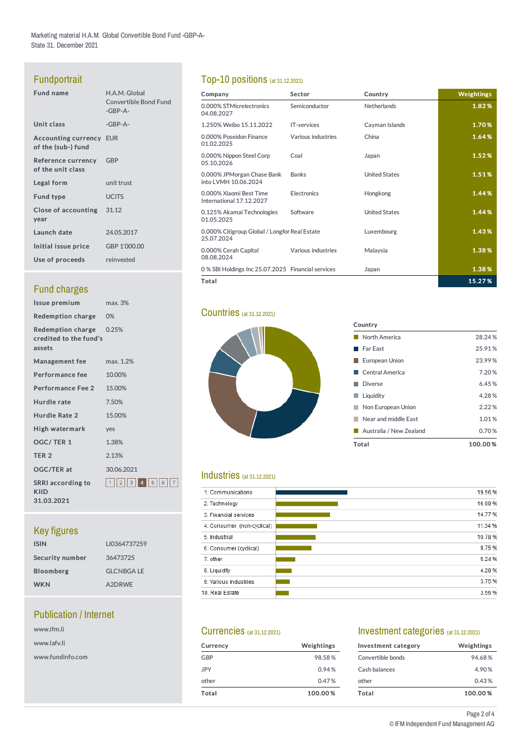Marketing material H.A.M. Global Convertible Bond Fund -GBP-A-
State 31. December 2021

## Fundportrait

| | |
|---|---|
| **Fund name** | H.A.M. Global Convertible Bond Fund -GBP-A- |
| **Unit class** | -GBP-A- |
| **Accounting currency of the (sub-) fund** | EUR |
| **Reference currency of the unit class** | GBP |
| **Legal form** | unit trust |
| **Fund type** | UCITS |
| **Close of accounting year** | 31.12 |
| **Launch date** | 24.05.2017 |
| **Initial issue price** | GBP 1'000.00 |
| **Use of proceeds** | reinvested |

## Fund charges

| | |
|---|---|
| **Issue premium** | max. 3% |
| **Redemption charge** | 0% |
| **Redemption charge credited to the fund's assets** | 0.25% |
| **Management fee** | max. 1.2% |
| **Performance fee** | 10.00% |
| **Performance Fee 2** | 15.00% |
| **Hurdle rate** | 7.50% |
| **Hurdle Rate 2** | 15.00% |
| **High watermark** | yes |
| **OGC/ TER 1** | 1.38% |
| **TER 2** | 2.13% |
| **OGC/TER at** | 30.06.2021 |
| **SRRI according to KIID 31.03.2021** | 1 2 3 **4** 5 6 7 |

## Key figures

| | |
|---|---|
| **ISIN** | LI0364737259 |
| **Security number** | 36473725 |
| **Bloomberg** | GLCNBGA LE |
| **WKN** | A2DRWE |

## Publication / Internet

www.ifm.li

www.lafv.li

www.fundinfo.com

## Top-10 positions (at 31.12.2021)

| Company | Sector | Country | Weightings |
|---|---|---|---|
| 0.000% STMicroelectronics 04.08.2027 | Semiconductor | Netherlands | 1.82 % |
| 1.250% Weibo 15.11.2022 | IT-services | Cayman Islands | 1.70 % |
| 0.000% Poseidon Finance 01.02.2025 | Various industries | China | 1.64 % |
| 0.000% Nippon Steel Corp 05.10.2026 | Coal | Japan | 1.52 % |
| 0.000% JPMorgan Chase Bank into LVMH 10.06.2024 | Banks | United States | 1.51 % |
| 0.000% Xiaomi Best Time International 17.12.2027 | Electronics | Hongkong | 1.44 % |
| 0.125% Akamai Technologies 01.05.2025 | Software | United States | 1.44 % |
| 0.000% Citigroup Global / Longfor 25.07.2024 | Real Estate | Luxembourg | 1.43 % |
| 0.000% Cerah Capital 08.08.2024 | Various industries | Malaysia | 1.38 % |
| 0 % SBI Holdings Inc 25.07.2025 | Financial services | Japan | 1.38 % |
| **Total** | | | **15.27 %** |

## Countries (at 31.12.2021)

| Country | |
|---|---|
| North America | 28.24 % |
| Far East | 25.91 % |
| European Union | 23.99 % |
| Central America | 7.20 % |
| Diverse | 6.45 % |
| Liquidity | 4.28 % |
| Non European Union | 2.22 % |
| Near and middle East | 1.01 % |
| Australia / New Zealand | 0.70 % |
| **Total** | **100.00 %** |

## Industries (at 31.12.2021)

| Industry | Weighting |
|---|---|
| 1. Communications | 19.56 % |
| 2. Technology | 16.99 % |
| 3. Financial services | 14.77 % |
| 4. Consumer (non-cyclical) | 11.34 % |
| 5. Industrial | 10.78 % |
| 6. Consumer (cyclical) | 9.75 % |
| 7. other | 5.24 % |
| 8. Liquidity | 4.28 % |
| 9. Various industries | 3.75 % |
| 10. Real Estate | 3.56 % |

## Currencies (at 31.12.2021)

| Currency | Weightings |
|---|---|
| GBP | 98.58 % |
| JPY | 0.94 % |
| other | 0.47 % |
| **Total** | **100.00 %** |

## Investment categories (at 31.12.2021)

| Investment category | Weightings |
|---|---|
| Convertible bonds | 94.68 % |
| Cash balances | 4.90 % |
| other | 0.43 % |
| **Total** | **100.00 %** |

© IFM Independent Fund Management AG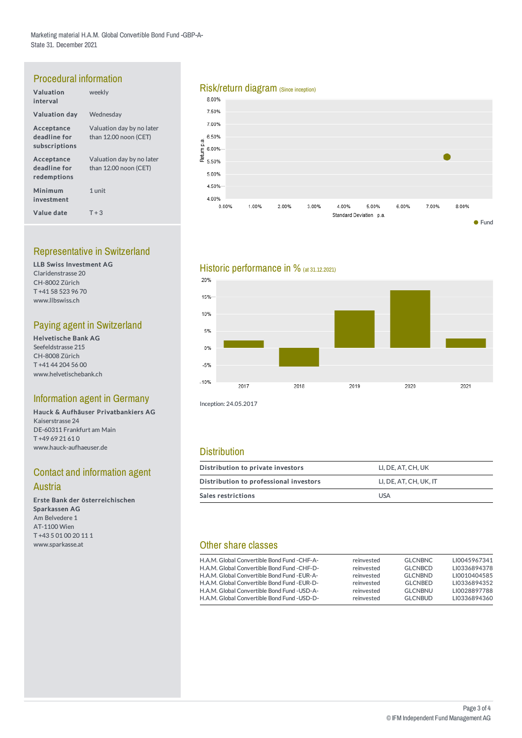Marketing material H.A.M. Global Convertible Bond Fund -GBP-A-
State 31. December 2021

## Procedural information

| | |
|---|---|
| **Valuation interval** | weekly |
| **Valuation day** | Wednesday |
| **Acceptance deadline for subscriptions** | Valuation day by no later than 12.00 noon (CET) |
| **Acceptance deadline for redemptions** | Valuation day by no later than 12.00 noon (CET) |
| **Minimum investment** | 1 unit |
| **Value date** | T + 3 |

## Representative in Switzerland

**LLB Swiss Investment AG**
Claridenstrasse 20
CH-8002 Zürich
T +41 58 523 96 70
www.llbswiss.ch

## Paying agent in Switzerland

**Helvetische Bank AG**
Seefeldstrasse 215
CH-8008 Zürich
T +41 44 204 56 00
www.helvetischebank.ch

## Information agent in Germany

**Hauck & Aufhäuser Privatbankiers AG**
Kaiserstrasse 24
DE-60311 Frankfurt am Main
T +49 69 21 61 0
www.hauck-aufhaeuser.de

## Contact and information agent Austria

**Erste Bank der österreichischen Sparkassen AG**
Am Belvedere 1
AT-1100 Wien
T +43 5 01 00 20 11 1
www.sparkasse.at

## Risk/return diagram (Since inception)

Return p.a. (4.00% – 8.00%) vs. Standard Deviation p.a. (0.00% – 8.00%)

● Fund

## Historic performance in % (at 31.12.2021)

2017, 2018, 2019, 2020, 2021

Inception: 24.05.2017

## Distribution

| | |
|---|---|
| **Distribution to private investors** | LI, DE, AT, CH, UK |
| **Distribution to professional investors** | LI, DE, AT, CH, UK, IT |
| **Sales restrictions** | USA |

## Other share classes

| | | | |
|---|---|---|---|
| H.A.M. Global Convertible Bond Fund -CHF-A- | reinvested | GLCNBNC | LI0045967341 |
| H.A.M. Global Convertible Bond Fund -CHF-D- | reinvested | GLCNBCD | LI0336894378 |
| H.A.M. Global Convertible Bond Fund -EUR-A- | reinvested | GLCNBND | LI0010404585 |
| H.A.M. Global Convertible Bond Fund -EUR-D- | reinvested | GLCNBED | LI0336894352 |
| H.A.M. Global Convertible Bond Fund -USD-A- | reinvested | GLCNBNU | LI0028897788 |
| H.A.M. Global Convertible Bond Fund -USD-D- | reinvested | GLCNBUD | LI0336894360 |

© IFM Independent Fund Management AG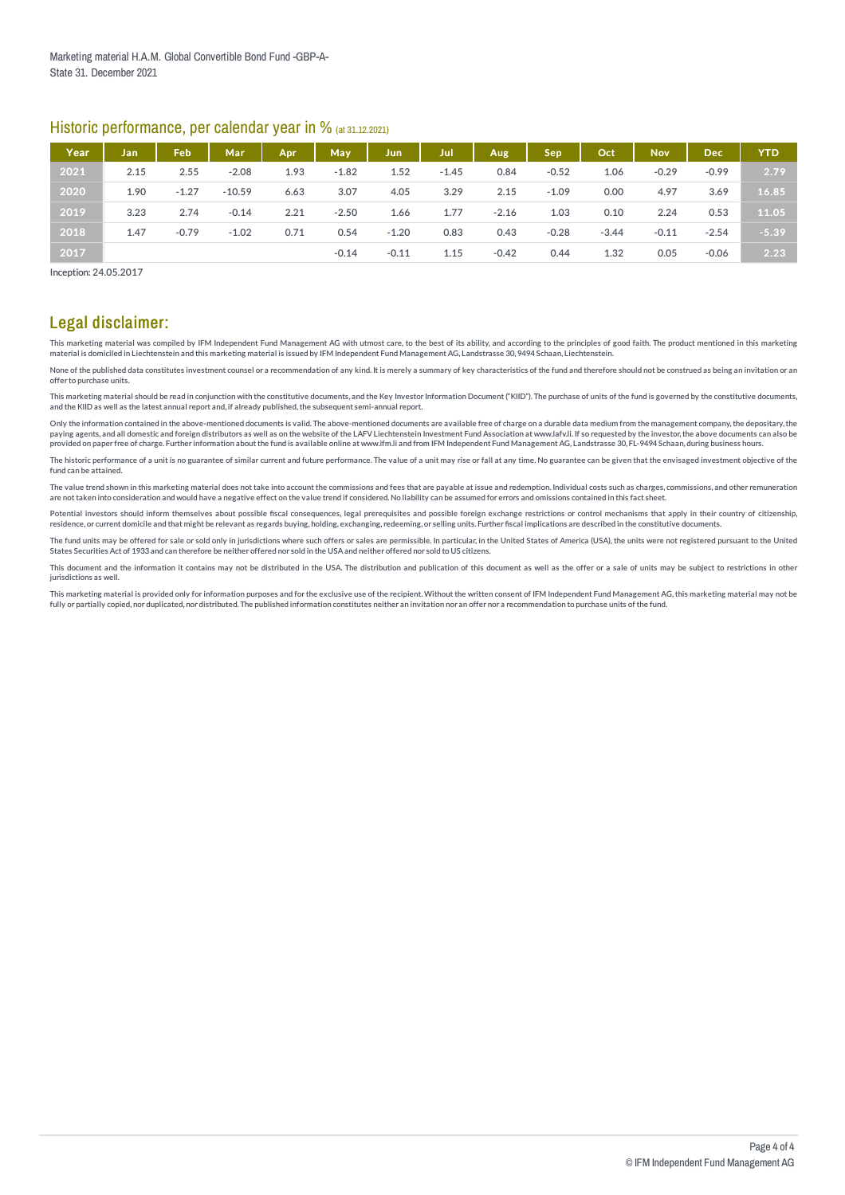Marketing material H.A.M. Global Convertible Bond Fund -GBP-A-
State 31. December 2021

## Historic performance, per calendar year in % (at 31.12.2021)

| Year | Jan | Feb | Mar | Apr | May | Jun | Jul | Aug | Sep | Oct | Nov | Dec | YTD |
|---|---|---|---|---|---|---|---|---|---|---|---|---|---|
| 2021 | 2.15 | 2.55 | -2.08 | 1.93 | -1.82 | 1.52 | -1.45 | 0.84 | -0.52 | 1.06 | -0.29 | -0.99 | 2.79 |
| 2020 | 1.90 | -1.27 | -10.59 | 6.63 | 3.07 | 4.05 | 3.29 | 2.15 | -1.09 | 0.00 | 4.97 | 3.69 | 16.85 |
| 2019 | 3.23 | 2.74 | -0.14 | 2.21 | -2.50 | 1.66 | 1.77 | -2.16 | 1.03 | 0.10 | 2.24 | 0.53 | 11.05 |
| 2018 | 1.47 | -0.79 | -1.02 | 0.71 | 0.54 | -1.20 | 0.83 | 0.43 | -0.28 | -3.44 | -0.11 | -2.54 | -5.39 |
| 2017 | | | | | -0.14 | -0.11 | 1.15 | -0.42 | 0.44 | 1.32 | 0.05 | -0.06 | 2.23 |

Inception: 24.05.2017

## Legal disclaimer:

This marketing material was compiled by IFM Independent Fund Management AG with utmost care, to the best of its ability, and according to the principles of good faith. The product mentioned in this marketing material is domiciled in Liechtenstein and this marketing material is issued by IFM Independent Fund Management AG, Landstrasse 30, 9494 Schaan, Liechtenstein.

None of the published data constitutes investment counsel or a recommendation of any kind. It is merely a summary of key characteristics of the fund and therefore should not be construed as being an invitation or an offer to purchase units.

This marketing material should be read in conjunction with the constitutive documents, and the Key Investor Information Document ("KIID"). The purchase of units of the fund is governed by the constitutive documents, and the KIID as well as the latest annual report and, if already published, the subsequent semi-annual report.

Only the information contained in the above-mentioned documents is valid. The above-mentioned documents are available free of charge on a durable data medium from the management company, the depositary, the paying agents, and all domestic and foreign distributors as well as on the website of the LAFV Liechtenstein Investment Fund Association at www.lafv.li. If so requested by the investor, the above documents can also be provided on paper free of charge. Further information about the fund is available online at www.ifm.li and from IFM Independent Fund Management AG, Landstrasse 30, FL-9494 Schaan, during business hours.

The historic performance of a unit is no guarantee of similar current and future performance. The value of a unit may rise or fall at any time. No guarantee can be given that the envisaged investment objective of the fund can be attained.

The value trend shown in this marketing material does not take into account the commissions and fees that are payable at issue and redemption. Individual costs such as charges, commissions, and other remuneration are not taken into consideration and would have a negative effect on the value trend if considered. No liability can be assumed for errors and omissions contained in this fact sheet.

Potential investors should inform themselves about possible fiscal consequences, legal prerequisites and possible foreign exchange restrictions or control mechanisms that apply in their country of citizenship, residence, or current domicile and that might be relevant as regards buying, holding, exchanging, redeeming, or selling units. Further fiscal implications are described in the constitutive documents.

The fund units may be offered for sale or sold only in jurisdictions where such offers or sales are permissible. In particular, in the United States of America (USA), the units were not registered pursuant to the United States Securities Act of 1933 and can therefore be neither offered nor sold in the USA and neither offered nor sold to US citizens.

This document and the information it contains may not be distributed in the USA. The distribution and publication of this document as well as the offer or a sale of units may be subject to restrictions in other jurisdictions as well.

This marketing material is provided only for information purposes and for the exclusive use of the recipient. Without the written consent of IFM Independent Fund Management AG, this marketing material may not be fully or partially copied, nor duplicated, nor distributed. The published information constitutes neither an invitation nor an offer nor a recommendation to purchase units of the fund.

© IFM Independent Fund Management AG